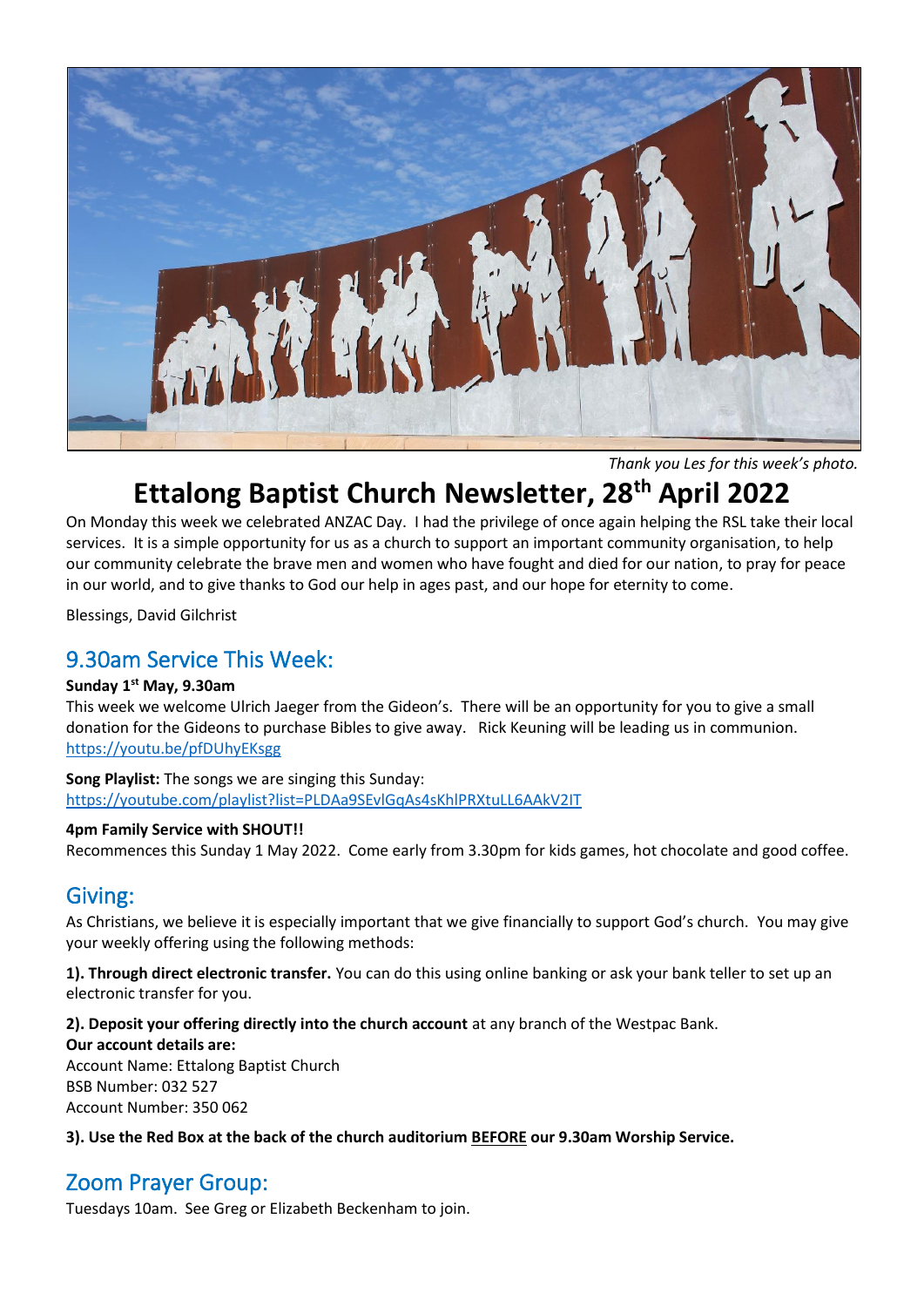*Thank you Les for this week's photo.*

# Ettalong Baptist Church Newsletter, 28th April 2022

On Monday this week we celebrated ANZAC Day. I had the privilege of once again helping the RSL take their local services. It is a simple opportunity for us as a church to support an important community organisation, to help our community celebrate the brave men and women who have fought and died for our nation, to pray for peace in our world, and to give thanks to God our help in ages past, and our hope for eternity to come.

Blessings, David Gilchrist

## 9.30am Service This Week:

**Sunday 1st May, 9.30am**
This week we welcome Ulrich Jaeger from the Gideon's. There will be an opportunity for you to give a small donation for the Gideons to purchase Bibles to give away. Rick Keuning will be leading us in communion.
https://youtu.be/pfDUhyEKsgg

**Song Playlist:** The songs we are singing this Sunday:
https://youtube.com/playlist?list=PLDAa9SEvlGqAs4sKhlPRXtuLL6AAkV2IT

**4pm Family Service with SHOUT!!**
Recommences this Sunday 1 May 2022. Come early from 3.30pm for kids games, hot chocolate and good coffee.

## Giving:

As Christians, we believe it is especially important that we give financially to support God's church. You may give your weekly offering using the following methods:

**1). Through direct electronic transfer.** You can do this using online banking or ask your bank teller to set up an electronic transfer for you.

**2). Deposit your offering directly into the church account** at any branch of the Westpac Bank.
**Our account details are:**
Account Name: Ettalong Baptist Church
BSB Number: 032 527
Account Number: 350 062

**3). Use the Red Box at the back of the church auditorium BEFORE our 9.30am Worship Service.**

## Zoom Prayer Group:

Tuesdays 10am. See Greg or Elizabeth Beckenham to join.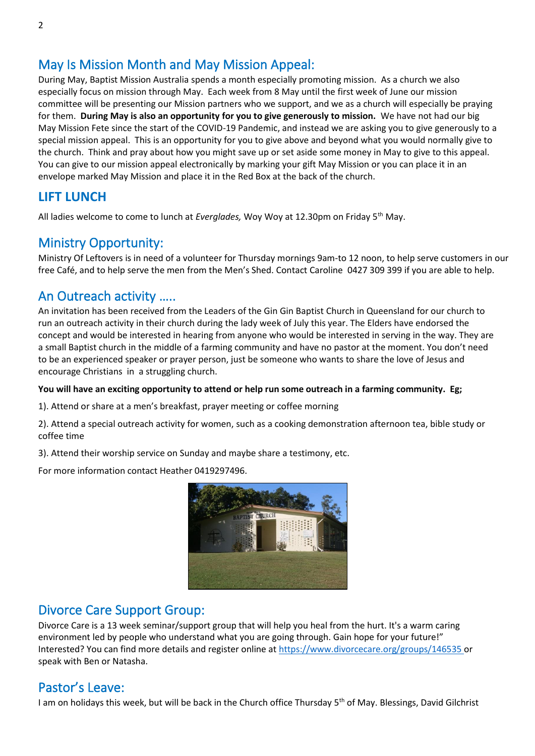## May Is Mission Month and May Mission Appeal:

During May, Baptist Mission Australia spends a month especially promoting mission. As a church we also especially focus on mission through May. Each week from 8 May until the first week of June our mission committee will be presenting our Mission partners who we support, and we as a church will especially be praying for them. **During May is also an opportunity for you to give generously to mission.** We have not had our big May Mission Fete since the start of the COVID-19 Pandemic, and instead we are asking you to give generously to a special mission appeal. This is an opportunity for you to give above and beyond what you would normally give to the church. Think and pray about how you might save up or set aside some money in May to give to this appeal. You can give to our mission appeal electronically by marking your gift May Mission or you can place it in an envelope marked May Mission and place it in the Red Box at the back of the church.

## LIFT LUNCH

All ladies welcome to come to lunch at *Everglades,* Woy Woy at 12.30pm on Friday 5th May.

## Ministry Opportunity:

Ministry Of Leftovers is in need of a volunteer for Thursday mornings 9am-to 12 noon, to help serve customers in our free Café, and to help serve the men from the Men's Shed. Contact Caroline 0427 309 399 if you are able to help.

## An Outreach activity …..

An invitation has been received from the Leaders of the Gin Gin Baptist Church in Queensland for our church to run an outreach activity in their church during the lady week of July this year. The Elders have endorsed the concept and would be interested in hearing from anyone who would be interested in serving in the way. They are a small Baptist church in the middle of a farming community and have no pastor at the moment. You don't need to be an experienced speaker or prayer person, just be someone who wants to share the love of Jesus and encourage Christians in a struggling church.

**You will have an exciting opportunity to attend or help run some outreach in a farming community. Eg;**

1). Attend or share at a men's breakfast, prayer meeting or coffee morning

2). Attend a special outreach activity for women, such as a cooking demonstration afternoon tea, bible study or coffee time

3). Attend their worship service on Sunday and maybe share a testimony, etc.

For more information contact Heather 0419297496.

## Divorce Care Support Group:

Divorce Care is a 13 week seminar/support group that will help you heal from the hurt. It's a warm caring environment led by people who understand what you are going through. Gain hope for your future!" Interested? You can find more details and register online at https://www.divorcecare.org/groups/146535 or speak with Ben or Natasha.

## Pastor's Leave:

I am on holidays this week, but will be back in the Church office Thursday 5th of May. Blessings, David Gilchrist